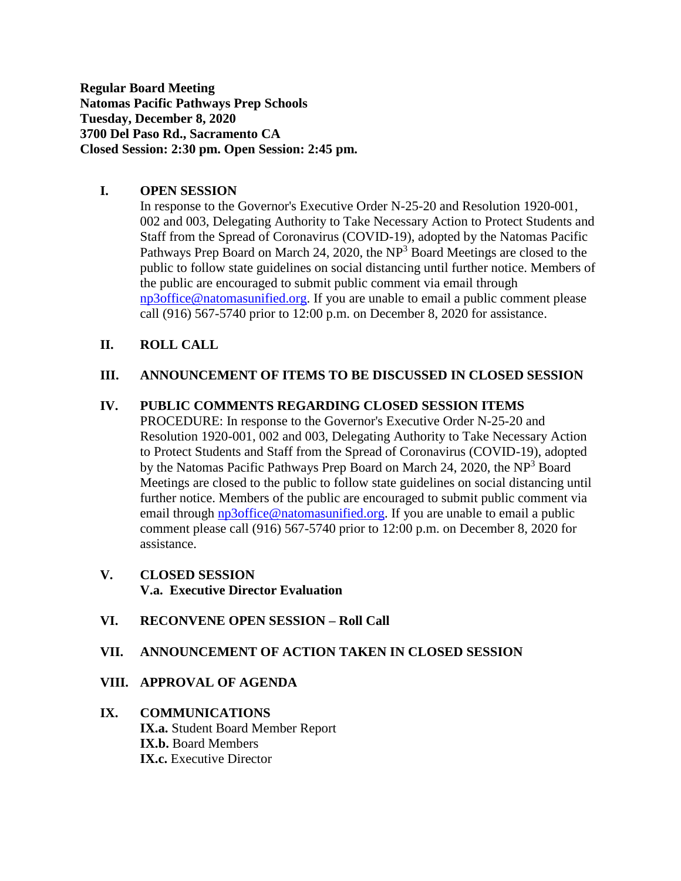**Regular Board Meeting**
**Natomas Pacific Pathways Prep Schools**
**Tuesday, December 8, 2020**
**3700 Del Paso Rd., Sacramento CA**
**Closed Session: 2:30 pm. Open Session: 2:45 pm.**

## I. OPEN SESSION

In response to the Governor's Executive Order N-25-20 and Resolution 1920-001, 002 and 003, Delegating Authority to Take Necessary Action to Protect Students and Staff from the Spread of Coronavirus (COVID-19), adopted by the Natomas Pacific Pathways Prep Board on March 24, 2020, the NP$^3$ Board Meetings are closed to the public to follow state guidelines on social distancing until further notice. Members of the public are encouraged to submit public comment via email through np3office@natomasunified.org. If you are unable to email a public comment please call (916) 567-5740 prior to 12:00 p.m. on December 8, 2020 for assistance.

## II. ROLL CALL

## III. ANNOUNCEMENT OF ITEMS TO BE DISCUSSED IN CLOSED SESSION

## IV. PUBLIC COMMENTS REGARDING CLOSED SESSION ITEMS

PROCEDURE: In response to the Governor's Executive Order N-25-20 and Resolution 1920-001, 002 and 003, Delegating Authority to Take Necessary Action to Protect Students and Staff from the Spread of Coronavirus (COVID-19), adopted by the Natomas Pacific Pathways Prep Board on March 24, 2020, the NP$^3$ Board Meetings are closed to the public to follow state guidelines on social distancing until further notice. Members of the public are encouraged to submit public comment via email through np3office@natomasunified.org. If you are unable to email a public comment please call (916) 567-5740 prior to 12:00 p.m. on December 8, 2020 for assistance.

## V. CLOSED SESSION

**V.a. Executive Director Evaluation**

## VI. RECONVENE OPEN SESSION – Roll Call

## VII. ANNOUNCEMENT OF ACTION TAKEN IN CLOSED SESSION

## VIII. APPROVAL OF AGENDA

## IX. COMMUNICATIONS

**IX.a.** Student Board Member Report
**IX.b.** Board Members
**IX.c.** Executive Director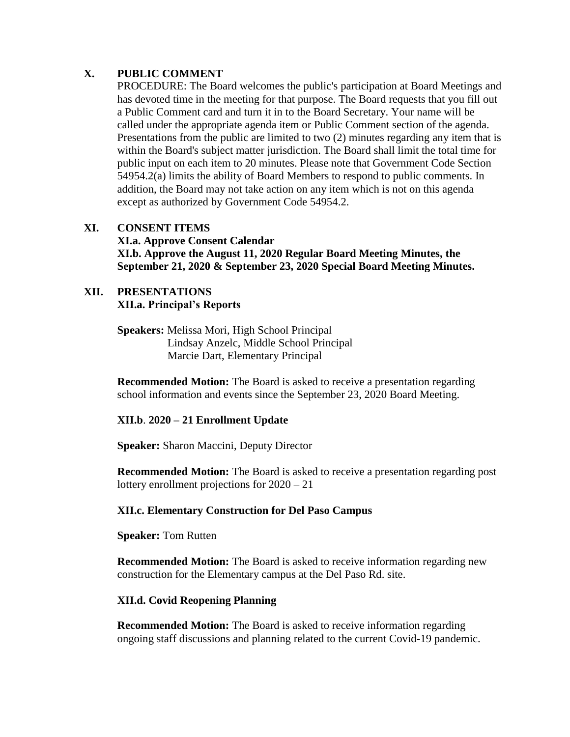## X. PUBLIC COMMENT

PROCEDURE: The Board welcomes the public's participation at Board Meetings and has devoted time in the meeting for that purpose. The Board requests that you fill out a Public Comment card and turn it in to the Board Secretary. Your name will be called under the appropriate agenda item or Public Comment section of the agenda. Presentations from the public are limited to two (2) minutes regarding any item that is within the Board's subject matter jurisdiction. The Board shall limit the total time for public input on each item to 20 minutes. Please note that Government Code Section 54954.2(a) limits the ability of Board Members to respond to public comments. In addition, the Board may not take action on any item which is not on this agenda except as authorized by Government Code 54954.2.

## XI. CONSENT ITEMS

**XI.a. Approve Consent Calendar**

**XI.b. Approve the August 11, 2020 Regular Board Meeting Minutes, the September 21, 2020 & September 23, 2020 Special Board Meeting Minutes.**

## XII. PRESENTATIONS

### XII.a. Principal's Reports

**Speakers:** Melissa Mori, High School Principal
Lindsay Anzelc, Middle School Principal
Marcie Dart, Elementary Principal

**Recommended Motion:** The Board is asked to receive a presentation regarding school information and events since the September 23, 2020 Board Meeting.

### XII.b. 2020 – 21 Enrollment Update

**Speaker:** Sharon Maccini, Deputy Director

**Recommended Motion:** The Board is asked to receive a presentation regarding post lottery enrollment projections for 2020 – 21

### XII.c. Elementary Construction for Del Paso Campus

**Speaker:** Tom Rutten

**Recommended Motion:** The Board is asked to receive information regarding new construction for the Elementary campus at the Del Paso Rd. site.

### XII.d. Covid Reopening Planning

**Recommended Motion:** The Board is asked to receive information regarding ongoing staff discussions and planning related to the current Covid-19 pandemic.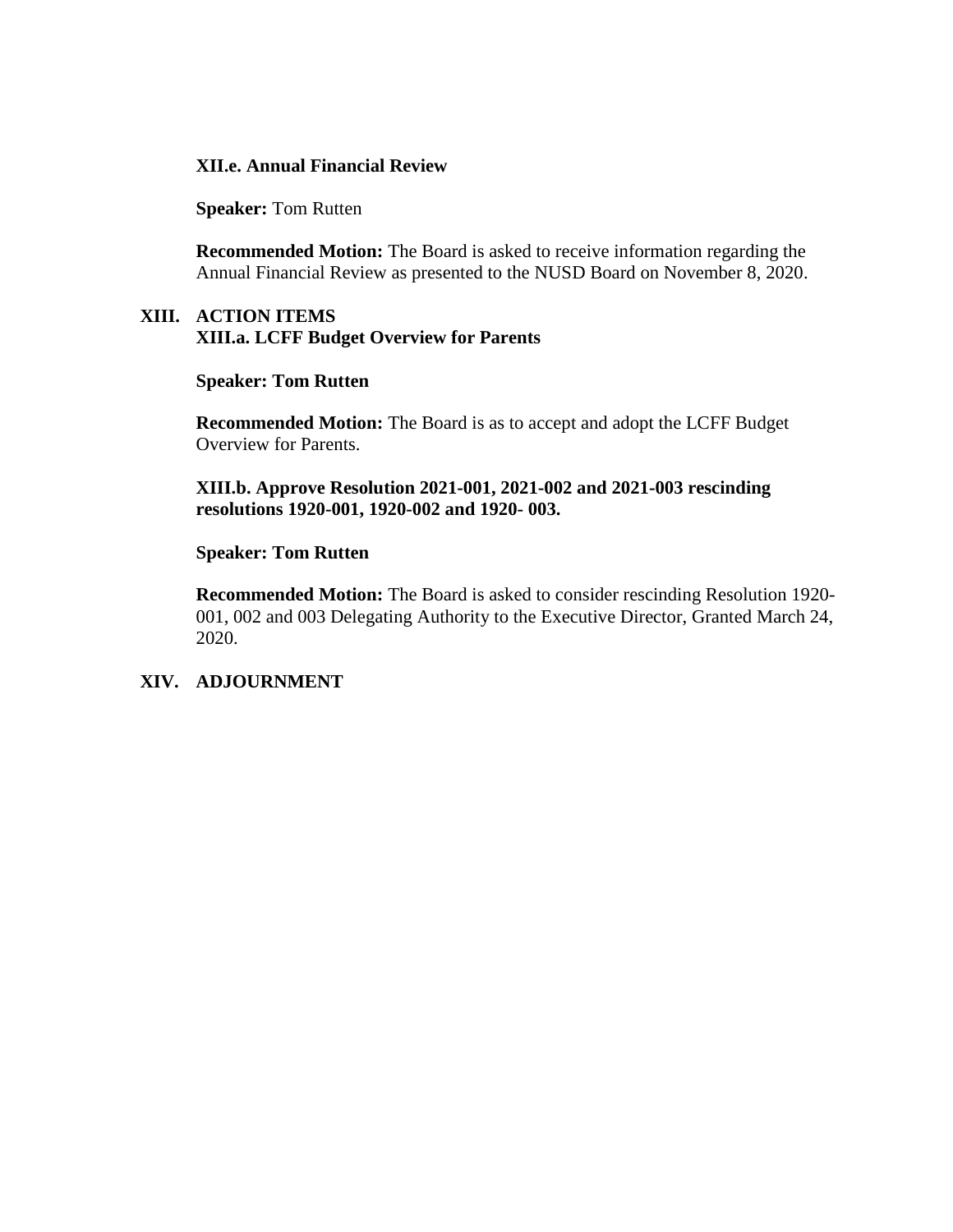**XII.e. Annual Financial Review**

**Speaker:** Tom Rutten

**Recommended Motion:** The Board is asked to receive information regarding the Annual Financial Review as presented to the NUSD Board on November 8, 2020.

## XIII. ACTION ITEMS

**XIII.a. LCFF Budget Overview for Parents**

**Speaker: Tom Rutten**

**Recommended Motion:** The Board is as to accept and adopt the LCFF Budget Overview for Parents.

**XIII.b. Approve Resolution 2021-001, 2021-002 and 2021-003 rescinding resolutions 1920-001, 1920-002 and 1920- 003.**

**Speaker: Tom Rutten**

**Recommended Motion:** The Board is asked to consider rescinding Resolution 1920-001, 002 and 003 Delegating Authority to the Executive Director, Granted March 24, 2020.

## XIV. ADJOURNMENT